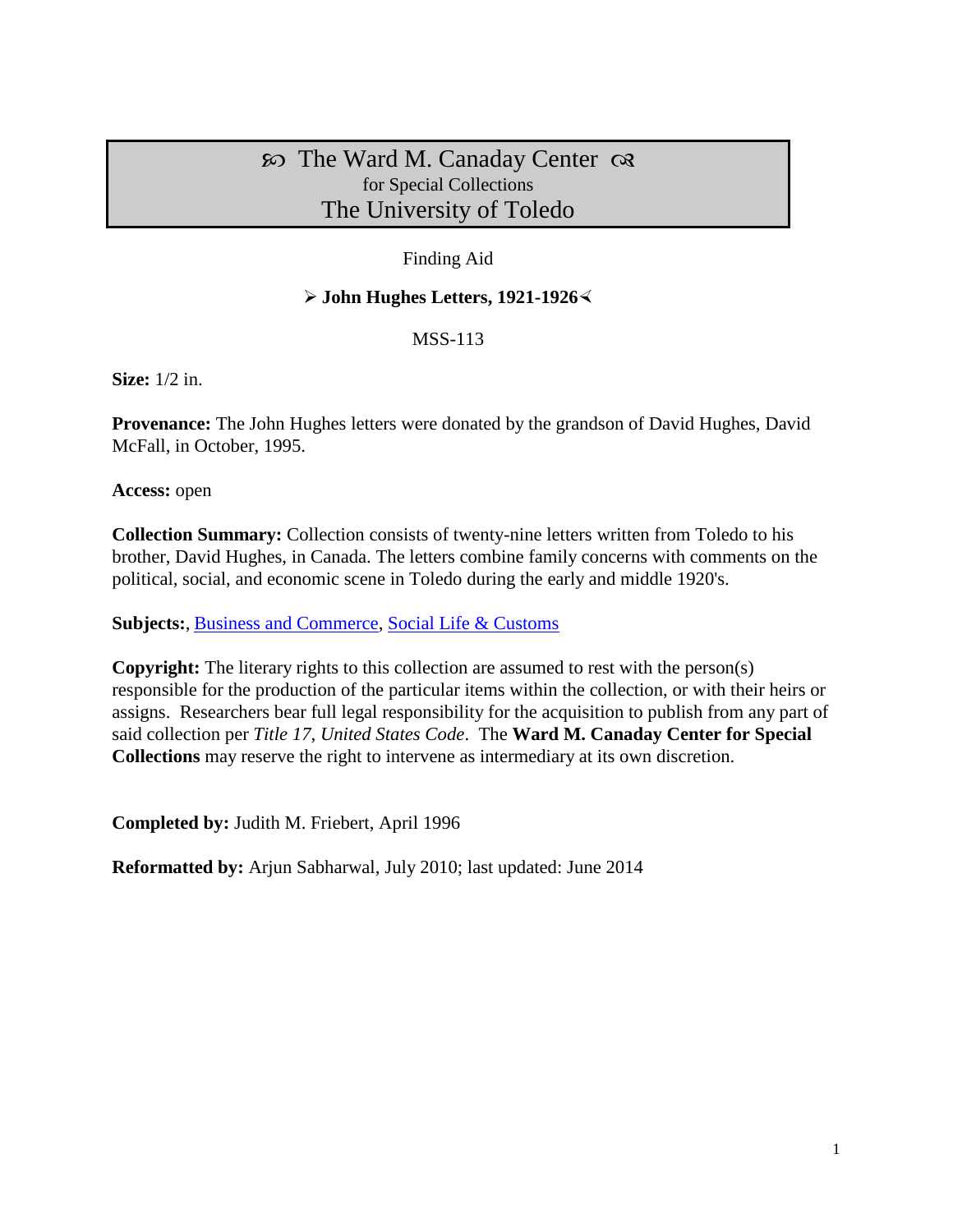# ℘ The Ward M. Canaday Center ☙
for Special Collections
The University of Toledo

Finding Aid

## ➢ John Hughes Letters, 1921-1926 ≺

MSS-113

**Size:** 1/2 in.

**Provenance:** The John Hughes letters were donated by the grandson of David Hughes, David McFall, in October, 1995.

**Access:** open

**Collection Summary:** Collection consists of twenty-nine letters written from Toledo to his brother, David Hughes, in Canada. The letters combine family concerns with comments on the political, social, and economic scene in Toledo during the early and middle 1920's.

**Subjects:**, Business and Commerce, Social Life & Customs

**Copyright:** The literary rights to this collection are assumed to rest with the person(s) responsible for the production of the particular items within the collection, or with their heirs or assigns. Researchers bear full legal responsibility for the acquisition to publish from any part of said collection per *Title 17, United States Code*. The **Ward M. Canaday Center for Special Collections** may reserve the right to intervene as intermediary at its own discretion.

**Completed by:** Judith M. Friebert, April 1996

**Reformatted by:** Arjun Sabharwal, July 2010; last updated: June 2014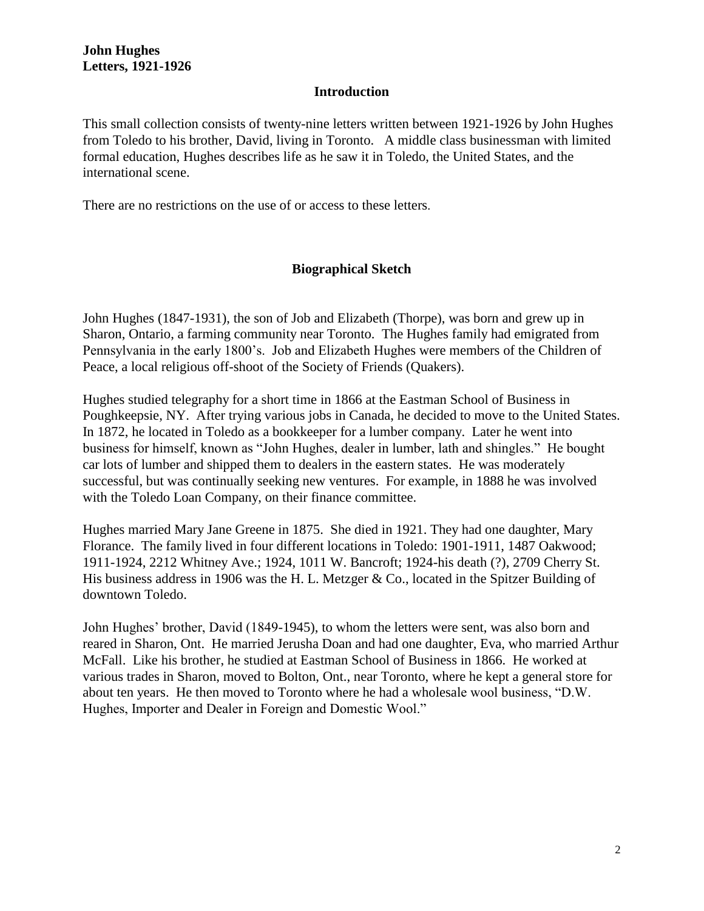**John Hughes**
**Letters, 1921-1926**

## Introduction

This small collection consists of twenty-nine letters written between 1921-1926 by John Hughes from Toledo to his brother, David, living in Toronto. A middle class businessman with limited formal education, Hughes describes life as he saw it in Toledo, the United States, and the international scene.

There are no restrictions on the use of or access to these letters.

## Biographical Sketch

John Hughes (1847-1931), the son of Job and Elizabeth (Thorpe), was born and grew up in Sharon, Ontario, a farming community near Toronto. The Hughes family had emigrated from Pennsylvania in the early 1800's. Job and Elizabeth Hughes were members of the Children of Peace, a local religious off-shoot of the Society of Friends (Quakers).

Hughes studied telegraphy for a short time in 1866 at the Eastman School of Business in Poughkeepsie, NY. After trying various jobs in Canada, he decided to move to the United States. In 1872, he located in Toledo as a bookkeeper for a lumber company. Later he went into business for himself, known as "John Hughes, dealer in lumber, lath and shingles." He bought car lots of lumber and shipped them to dealers in the eastern states. He was moderately successful, but was continually seeking new ventures. For example, in 1888 he was involved with the Toledo Loan Company, on their finance committee.

Hughes married Mary Jane Greene in 1875. She died in 1921. They had one daughter, Mary Florance. The family lived in four different locations in Toledo: 1901-1911, 1487 Oakwood; 1911-1924, 2212 Whitney Ave.; 1924, 1011 W. Bancroft; 1924-his death (?), 2709 Cherry St. His business address in 1906 was the H. L. Metzger & Co., located in the Spitzer Building of downtown Toledo.

John Hughes' brother, David (1849-1945), to whom the letters were sent, was also born and reared in Sharon, Ont. He married Jerusha Doan and had one daughter, Eva, who married Arthur McFall. Like his brother, he studied at Eastman School of Business in 1866. He worked at various trades in Sharon, moved to Bolton, Ont., near Toronto, where he kept a general store for about ten years. He then moved to Toronto where he had a wholesale wool business, "D.W. Hughes, Importer and Dealer in Foreign and Domestic Wool."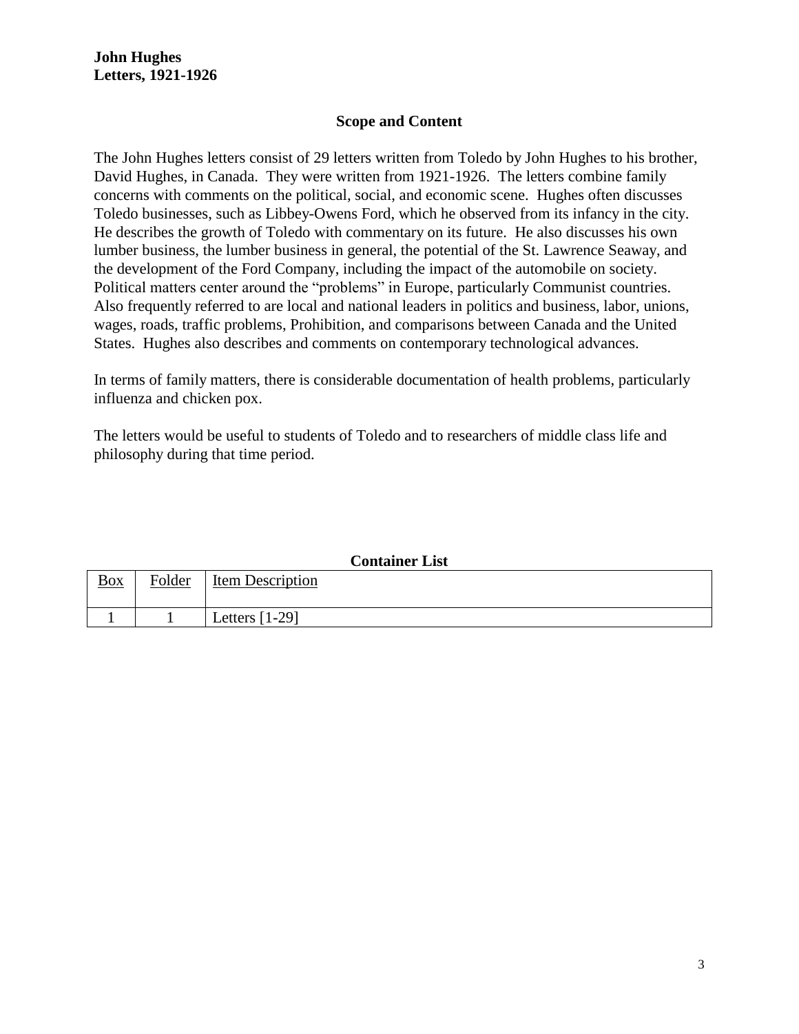**John Hughes**
**Letters, 1921-1926**

## Scope and Content

The John Hughes letters consist of 29 letters written from Toledo by John Hughes to his brother, David Hughes, in Canada. They were written from 1921-1926. The letters combine family concerns with comments on the political, social, and economic scene. Hughes often discusses Toledo businesses, such as Libbey-Owens Ford, which he observed from its infancy in the city. He describes the growth of Toledo with commentary on its future. He also discusses his own lumber business, the lumber business in general, the potential of the St. Lawrence Seaway, and the development of the Ford Company, including the impact of the automobile on society. Political matters center around the "problems" in Europe, particularly Communist countries. Also frequently referred to are local and national leaders in politics and business, labor, unions, wages, roads, traffic problems, Prohibition, and comparisons between Canada and the United States. Hughes also describes and comments on contemporary technological advances.

In terms of family matters, there is considerable documentation of health problems, particularly influenza and chicken pox.

The letters would be useful to students of Toledo and to researchers of middle class life and philosophy during that time period.

## Container List

| Box | Folder | Item Description |
|---|---|---|
| 1 | 1 | Letters [1-29] |